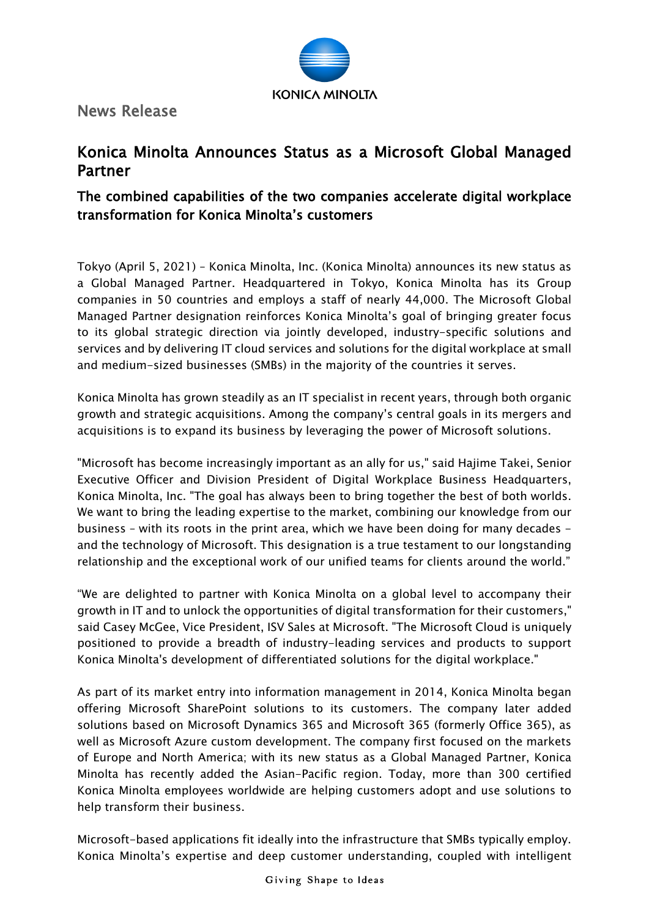KONICA MINOLTA

News Release

# Konica Minolta Announces Status as a Microsoft Global Managed Partner

## The combined capabilities of the two companies accelerate digital workplace transformation for Konica Minolta's customers

Tokyo (April 5, 2021) – Konica Minolta, Inc. (Konica Minolta) announces its new status as a Global Managed Partner. Headquartered in Tokyo, Konica Minolta has its Group companies in 50 countries and employs a staff of nearly 44,000. The Microsoft Global Managed Partner designation reinforces Konica Minolta's goal of bringing greater focus to its global strategic direction via jointly developed, industry-specific solutions and services and by delivering IT cloud services and solutions for the digital workplace at small and medium-sized businesses (SMBs) in the majority of the countries it serves.

Konica Minolta has grown steadily as an IT specialist in recent years, through both organic growth and strategic acquisitions. Among the company's central goals in its mergers and acquisitions is to expand its business by leveraging the power of Microsoft solutions.

"Microsoft has become increasingly important as an ally for us," said Hajime Takei, Senior Executive Officer and Division President of Digital Workplace Business Headquarters, Konica Minolta, Inc. "The goal has always been to bring together the best of both worlds. We want to bring the leading expertise to the market, combining our knowledge from our business – with its roots in the print area, which we have been doing for many decades – and the technology of Microsoft. This designation is a true testament to our longstanding relationship and the exceptional work of our unified teams for clients around the world."

"We are delighted to partner with Konica Minolta on a global level to accompany their growth in IT and to unlock the opportunities of digital transformation for their customers," said Casey McGee, Vice President, ISV Sales at Microsoft. "The Microsoft Cloud is uniquely positioned to provide a breadth of industry-leading services and products to support Konica Minolta's development of differentiated solutions for the digital workplace."

As part of its market entry into information management in 2014, Konica Minolta began offering Microsoft SharePoint solutions to its customers. The company later added solutions based on Microsoft Dynamics 365 and Microsoft 365 (formerly Office 365), as well as Microsoft Azure custom development. The company first focused on the markets of Europe and North America; with its new status as a Global Managed Partner, Konica Minolta has recently added the Asian-Pacific region. Today, more than 300 certified Konica Minolta employees worldwide are helping customers adopt and use solutions to help transform their business.

Microsoft-based applications fit ideally into the infrastructure that SMBs typically employ. Konica Minolta's expertise and deep customer understanding, coupled with intelligent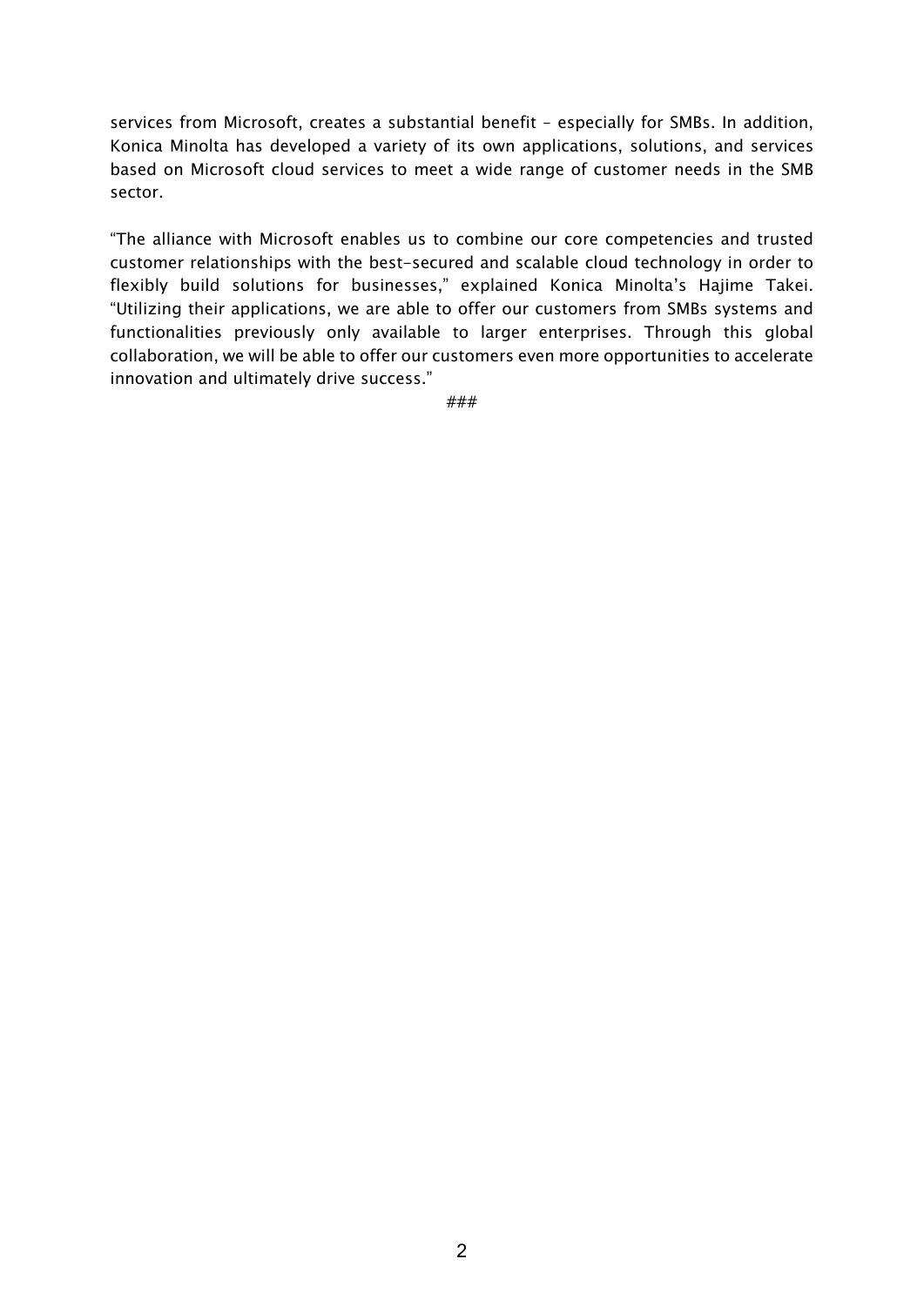services from Microsoft, creates a substantial benefit – especially for SMBs. In addition, Konica Minolta has developed a variety of its own applications, solutions, and services based on Microsoft cloud services to meet a wide range of customer needs in the SMB sector.

"The alliance with Microsoft enables us to combine our core competencies and trusted customer relationships with the best-secured and scalable cloud technology in order to flexibly build solutions for businesses," explained Konica Minolta's Hajime Takei. "Utilizing their applications, we are able to offer our customers from SMBs systems and functionalities previously only available to larger enterprises. Through this global collaboration, we will be able to offer our customers even more opportunities to accelerate innovation and ultimately drive success."

###